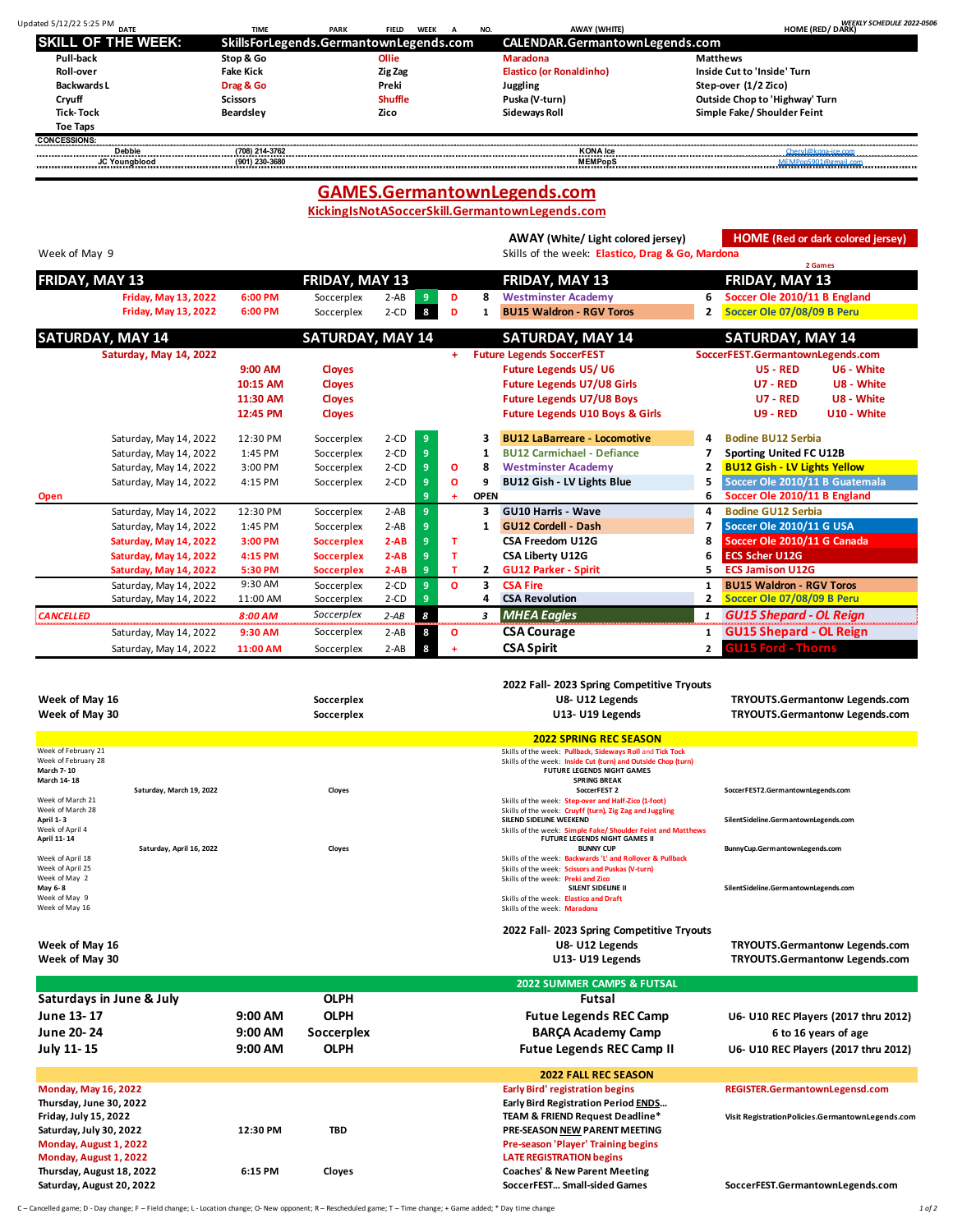Updated 5/12/22 5:25 PM

WEEKLY SCHEDULE 2022-0506

| DATE | TIME | PARK | FIELD | WEEK | A | NO. | AWAY (WHITE) | | HOME (RED/ DARK) |
|---|---|---|---|---|---|---|---|---|---|

## SKILL OF THE WEEK: SkillsForLegends.GermantownLegends.com CALENDAR.GermantownLegends.com

| | | | | |
|---|---|---|---|---|
| Pull-back | Stop & Go | Ollie | Maradona | Matthews |
| Roll-over | Fake Kick | Zig Zag | Elastico (or Ronaldinho) | Inside Cut to 'Inside' Turn |
| Backwards L | Drag & Go | Preki | Juggling | Step-over (1/2 Zico) |
| Cryuff | Scissors | Shuffle | Puska (V-turn) | Outside Chop to 'Highway' Turn |
| Tick- Tock | Beardsley | Zico | Sideways Roll | Simple Fake/ Shoulder Feint |
| Toe Taps | | | | |

**CONCESSIONS:**

| | | | |
|---|---|---|---|
| Debbie | (708) 214-3762 | KONA Ice | Cheryl@kona-ice.com |
| JC Youngblood | (901) 230-3680 | MEMPopS | MEMPopS901@gmail.com |

# GAMES.GermantownLegends.com

**KickingIsNotASoccerSkill.GermantownLegends.com**

Week of May 9

AWAY (White/ Light colored jersey) — HOME (Red or dark colored jersey)

Skills of the week: Elastico, Drag & Go, Mardona

2 Games

| FRIDAY, MAY 13 | | FRIDAY, MAY 13 | | | | | FRIDAY, MAY 13 | | FRIDAY, MAY 13 |
|---|---|---|---|---|---|---|---|---|---|
| Friday, May 13, 2022 | 6:00 PM | Soccerplex | 2-AB | 9 | D | 8 | Westminster Academy | 6 | Soccer Ole 2010/11 B England |
| Friday, May 13, 2022 | 6:00 PM | Soccerplex | 2-CD | 8 | D | 1 | BU15 Waldron - RGV Toros | 2 | Soccer Ole 07/08/09 B Peru |
| **SATURDAY, MAY 14** | | **SATURDAY, MAY 14** | | | | | **SATURDAY, MAY 14** | | **SATURDAY, MAY 14** |
| Saturday, May 14, 2022 | | | | | + | | Future Legends SoccerFEST | | SoccerFEST.GermantownLegends.com |
| | 9:00 AM | Cloyes | | | | | Future Legends U5/ U6 | | U5 - RED U6 - White |
| | 10:15 AM | Cloyes | | | | | Future Legends U7/U8 Girls | | U7 - RED U8 - White |
| | 11:30 AM | Cloyes | | | | | Future Legends U7/U8 Boys | | U7 - RED U8 - White |
| | 12:45 PM | Cloyes | | | | | Future Legends U10 Boys & Girls | | U9 - RED U10 - White |
| Saturday, May 14, 2022 | 12:30 PM | Soccerplex | 2-CD | 9 | | 3 | BU12 LaBarreare - Locomotive | 4 | Bodine BU12 Serbia |
| Saturday, May 14, 2022 | 1:45 PM | Soccerplex | 2-CD | 9 | | 1 | BU12 Carmichael - Defiance | 7 | Sporting United FC U12B |
| Saturday, May 14, 2022 | 3:00 PM | Soccerplex | 2-CD | 9 | O | 8 | Westminster Academy | 2 | BU12 Gish - LV Lights Yellow |
| Saturday, May 14, 2022 | 4:15 PM | Soccerplex | 2-CD | 9 | O | 9 | BU12 Gish - LV Lights Blue | 5 | Soccer Ole 2010/11 B Guatemala |
| Open | | | | 9 | + | OPEN | | 6 | Soccer Ole 2010/11 B England |
| Saturday, May 14, 2022 | 12:30 PM | Soccerplex | 2-AB | 9 | | 3 | GU10 Harris - Wave | 4 | Bodine GU12 Serbia |
| Saturday, May 14, 2022 | 1:45 PM | Soccerplex | 2-AB | 9 | | 1 | GU12 Cordell - Dash | 7 | Soccer Ole 2010/11 G USA |
| Saturday, May 14, 2022 | 3:00 PM | Soccerplex | 2-AB | 9 | T | | CSA Freedom U12G | 8 | Soccer Ole 2010/11 G Canada |
| Saturday, May 14, 2022 | 4:15 PM | Soccerplex | 2-AB | 9 | T | | CSA Liberty U12G | 6 | ECS Scher U12G |
| Saturday, May 14, 2022 | 5:30 PM | Soccerplex | 2-AB | 9 | T | 2 | GU12 Parker - Spirit | 5 | ECS Jamison U12G |
| Saturday, May 14, 2022 | 9:30 AM | Soccerplex | 2-CD | 9 | O | 3 | CSA Fire | 1 | BU15 Waldron - RGV Toros |
| Saturday, May 14, 2022 | 11:00 AM | Soccerplex | 2-CD | 9 | | 4 | CSA Revolution | 2 | Soccer Ole 07/08/09 B Peru |
| *CANCELLED* | *8:00 AM* | *Soccerplex* | *2-AB* | *8* | | *3* | *MHEA Eagles* | *1* | *GU15 Shepard - OL Reign* |
| Saturday, May 14, 2022 | 9:30 AM | Soccerplex | 2-AB | 8 | O | | CSA Courage | 1 | GU15 Shepard - OL Reign |
| Saturday, May 14, 2022 | 11:00 AM | Soccerplex | 2-AB | 8 | + | | CSA Spirit | 2 | GU15 Ford - Thorns |

**2022 Fall- 2023 Spring Competitive Tryouts**

| | | | |
|---|---|---|---|
| Week of May 16 | Soccerplex | U8- U12 Legends | TRYOUTS.Germantonw Legends.com |
| Week of May 30 | Soccerplex | U13- U19 Legends | TRYOUTS.Germantonw Legends.com |

**2022 SPRING REC SEASON**

| | | | |
|---|---|---|---|
| Week of February 21 | | Skills of the week: Pullback, Sideways Roll and Tick Tock | |
| Week of February 28 | | Skills of the week: Inside Cut (turn) and Outside Chop (turn) | |
| March 7- 10 | | FUTURE LEGENDS NIGHT GAMES | |
| March 14- 18 | | SPRING BREAK | |
| Saturday, March 19, 2022 | Cloyes | SoccerFEST 2 | SoccerFEST2.GermantownLegends.com |
| Week of March 21 | | Skills of the week: Step-over and Half-Zico (1-foot) | |
| Week of March 28 | | Skills of the week: Cruyff (turn), Zig Zag and Juggling | |
| April 1- 3 | | SILEND SIDELINE WEEKEND | SilentSideline.GermantownLegends.com |
| Week of April 4 | | Skills of the week: Simple Fake/ Shoulder Feint and Matthews | |
| April 11- 14 | | FUTURE LEGENDS NIGHT GAMES II | |
| Saturday, April 16, 2022 | Cloyes | BUNNY CUP | BunnyCup.GermantownLegends.com |
| Week of April 18 | | Skills of the week: Backwards 'L' and Rollover & Pullback | |
| Week of April 25 | | Skills of the week: Scissors and Puskas (V-turn) | |
| Week of May 2 | | Skills of the week: Preki and Zico | |
| May 6- 8 | | SILENT SIDELINE II | SilentSideline.GermantownLegends.com |
| Week of May 9 | | Skills of the week: Elastico and Draft | |
| Week of May 16 | | Skills of the week: Maradona | |

**2022 Fall- 2023 Spring Competitive Tryouts**

| | | | |
|---|---|---|---|
| Week of May 16 | | U8- U12 Legends | TRYOUTS.Germantonw Legends.com |
| Week of May 30 | | U13- U19 Legends | TRYOUTS.Germantonw Legends.com |

**2022 SUMMER CAMPS & FUTSAL**

| | | | | |
|---|---|---|---|---|
| Saturdays in June & July | | OLPH | Futsal | |
| June 13- 17 | 9:00 AM | OLPH | Futue Legends REC Camp | U6- U10 REC Players (2017 thru 2012) |
| June 20- 24 | 9:00 AM | Soccerplex | BARÇA Academy Camp | 6 to 16 years of age |
| July 11- 15 | 9:00 AM | OLPH | Futue Legends REC Camp II | U6- U10 REC Players (2017 thru 2012) |

**2022 FALL REC SEASON**

| | | | | |
|---|---|---|---|---|
| Monday, May 16, 2022 | | | Early Bird' registration begins | REGISTER.GermantownLegensd.com |
| Thursday, June 30, 2022 | | | Early Bird Registration Period ENDS... | |
| Friday, July 15, 2022 | | | TEAM & FRIEND Request Deadline* | Visit RegistrationPolicies.GermantownLegends.com |
| Saturday, July 30, 2022 | 12:30 PM | TBD | PRE-SEASON NEW PARENT MEETING | |
| Monday, August 1, 2022 | | | Pre-season 'Player' Training begins | |
| Monday, August 1, 2022 | | | LATE REGISTRATION begins | |
| Thursday, August 18, 2022 | 6:15 PM | Cloyes | Coaches' & New Parent Meeting | |
| Saturday, August 20, 2022 | | | SoccerFEST... Small-sided Games | SoccerFEST.GermantownLegends.com |

C – Cancelled game; D - Day change; F – Field change; L - Location change; O- New opponent; R – Rescheduled game; T – Time change; + Game added; * Day time change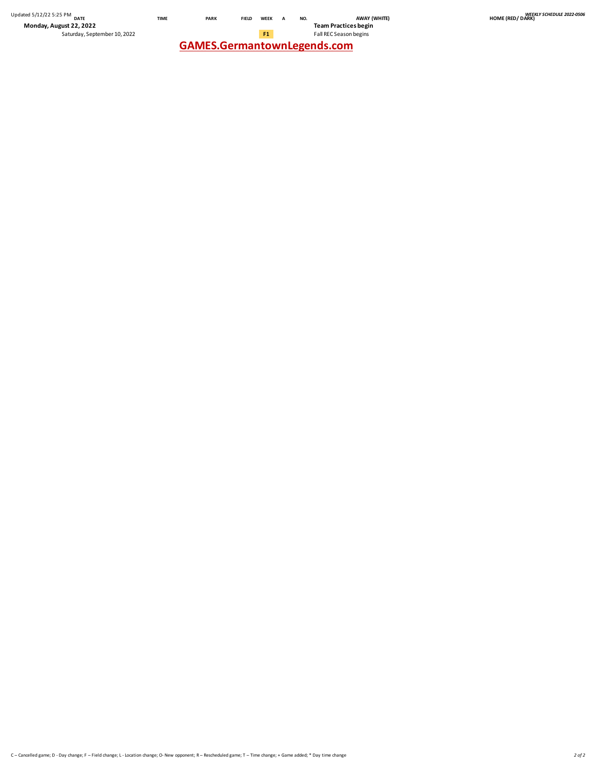| DATE | TIME | PARK | FIELD | WEEK | A | NO. | AWAY (WHITE) | HOME (RED/ DARK) |
|---|---|---|---|---|---|---|---|---|
| **Monday, August 22, 2022** | | | | | | | **Team Practices begin** | |
| Saturday, September 10, 2022 | | | | F1 | | | Fall REC Season begins | |

**GAMES.GermantownLegends.com**

C – Cancelled game; D - Day change; F – Field change; L - Location change; O- New opponent; R – Rescheduled game; T – Time change; + Game added; * Day time change